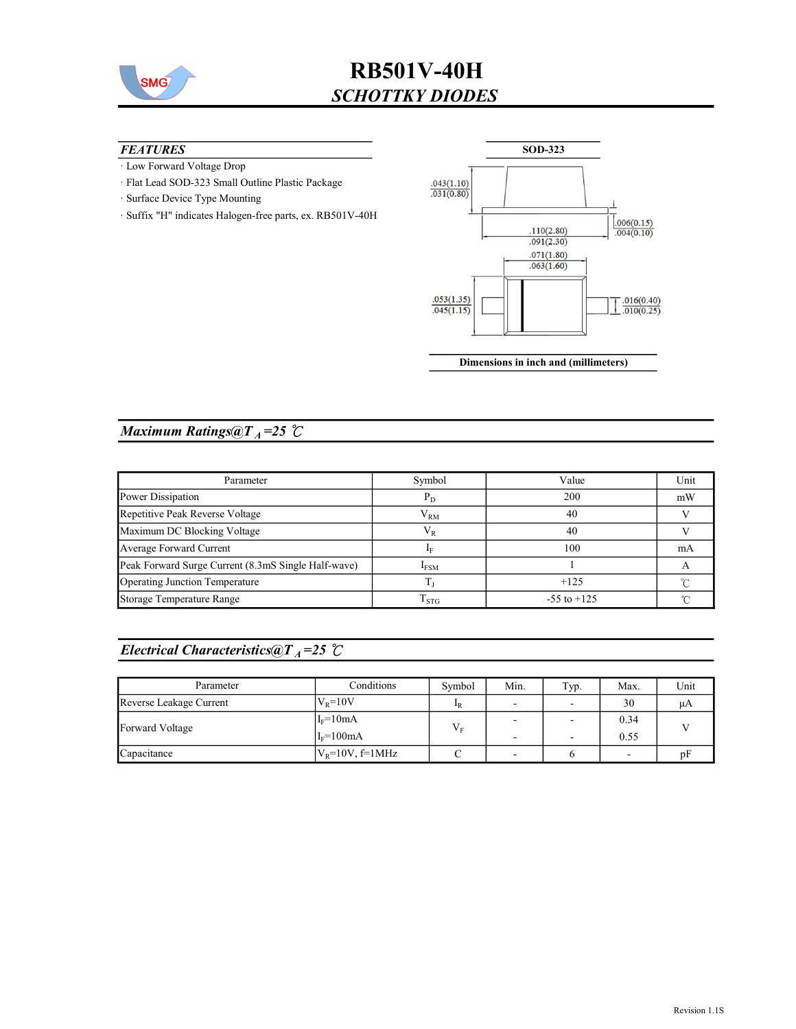# RB501V-40H

## *SCHOTTKY DIODES*

### *FEATURES*

· Low Forward Voltage Drop

· Flat Lead SOD-323 Small Outline Plastic Package

· Surface Device Type Mounting

· Suffix "H" indicates Halogen-free parts, ex. RB501V-40H

**SOD-323**

.043(1.10)
.031(0.80)

.006(0.15)
.004(0.10)

.110(2.80)
.091(2.30)

.071(1.80)
.063(1.60)

.053(1.35)
.045(1.15)

.016(0.40)
.010(0.25)

**Dimensions in inch and (millimeters)**

## *Maximum Ratings@$T_A$=25 ℃*

| Parameter | Symbol | Value | Unit |
|---|---|---|---|
| Power Dissipation | $P_D$ | 200 | mW |
| Repetitive Peak Reverse Voltage | $V_{RM}$ | 40 | V |
| Maximum DC Blocking Voltage | $V_R$ | 40 | V |
| Average Forward Current | $I_F$ | 100 | mA |
| Peak Forward Surge Current (8.3mS Single Half-wave) | $I_{FSM}$ | 1 | A |
| Operating Junction Temperature | $T_J$ | +125 | ℃ |
| Storage Temperature Range | $T_{STG}$ | -55 to +125 | ℃ |

## *Electrical Characteristics@$T_A$=25 ℃*

| Parameter | Conditions | Symbol | Min. | Typ. | Max. | Unit |
|---|---|---|---|---|---|---|
| Reverse Leakage Current | $V_R$=10V | $I_R$ | - | - | 30 | μA |
| Forward Voltage | $I_F$=10mA | $V_F$ | - | - | 0.34 | V |
| | $I_F$=100mA | | - | - | 0.55 | |
| Capacitance | $V_R$=10V, f=1MHz | C | - | 6 | - | pF |

Revision 1.1S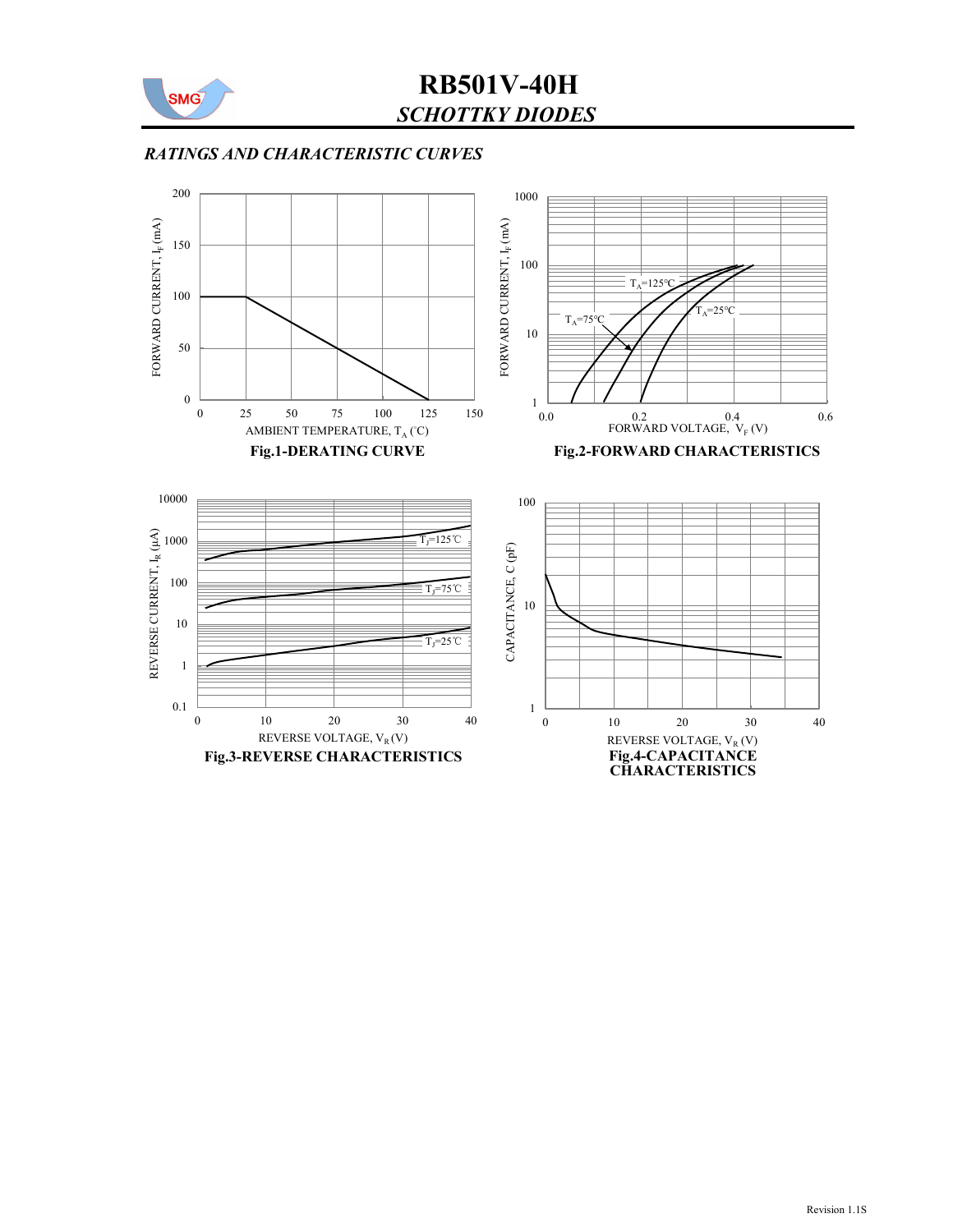# RB501V-40H

## *SCHOTTKY DIODES*

### *RATINGS AND CHARACTERISTIC CURVES*

**Fig.1-DERATING CURVE**

**Fig.2-FORWARD CHARACTERISTICS**

**Fig.3-REVERSE CHARACTERISTICS**

**Fig.4-CAPACITANCE CHARACTERISTICS**

Revision 1.1S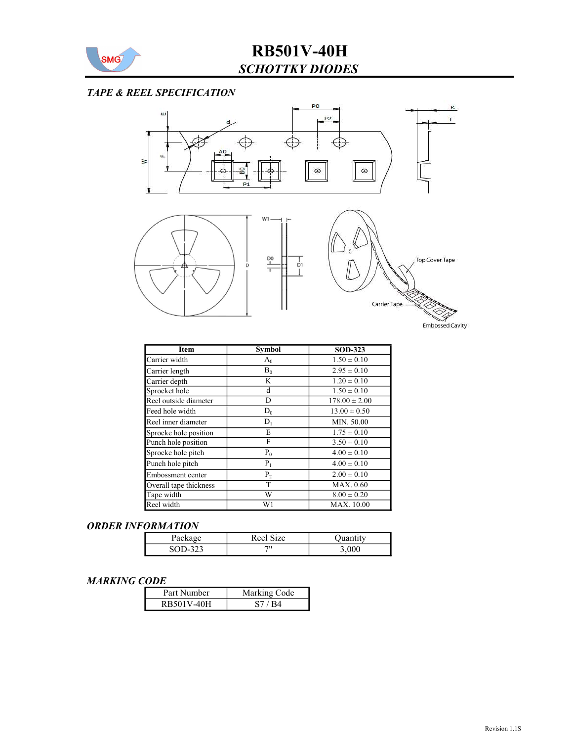# RB501V-40H

## *SCHOTTKY DIODES*

### *TAPE & REEL SPECIFICATION*

| Item | Symbol | SOD-323 |
|---|---|---|
| Carrier width | $A_0$ | 1.50 ± 0.10 |
| Carrier length | $B_0$ | 2.95 ± 0.10 |
| Carrier depth | K | 1.20 ± 0.10 |
| Sprocket hole | d | 1.50 ± 0.10 |
| Reel outside diameter | D | 178.00 ± 2.00 |
| Feed hole width | $D_0$ | 13.00 ± 0.50 |
| Reel inner diameter | $D_1$ | MIN. 50.00 |
| Sprocke hole position | E | 1.75 ± 0.10 |
| Punch hole position | F | 3.50 ± 0.10 |
| Sprocke hole pitch | $P_0$ | 4.00 ± 0.10 |
| Punch hole pitch | $P_1$ | 4.00 ± 0.10 |
| Embossment center | $P_2$ | 2.00 ± 0.10 |
| Overall tape thickness | T | MAX. 0.60 |
| Tape width | W | 8.00 ± 0.20 |
| Reel width | W1 | MAX. 10.00 |

### *ORDER INFORMATION*

| Package | Reel Size | Quantity |
|---|---|---|
| SOD-323 | 7" | 3,000 |

### *MARKING CODE*

| Part Number | Marking Code |
|---|---|
| RB501V-40H | S7 / B4 |

Revision 1.1S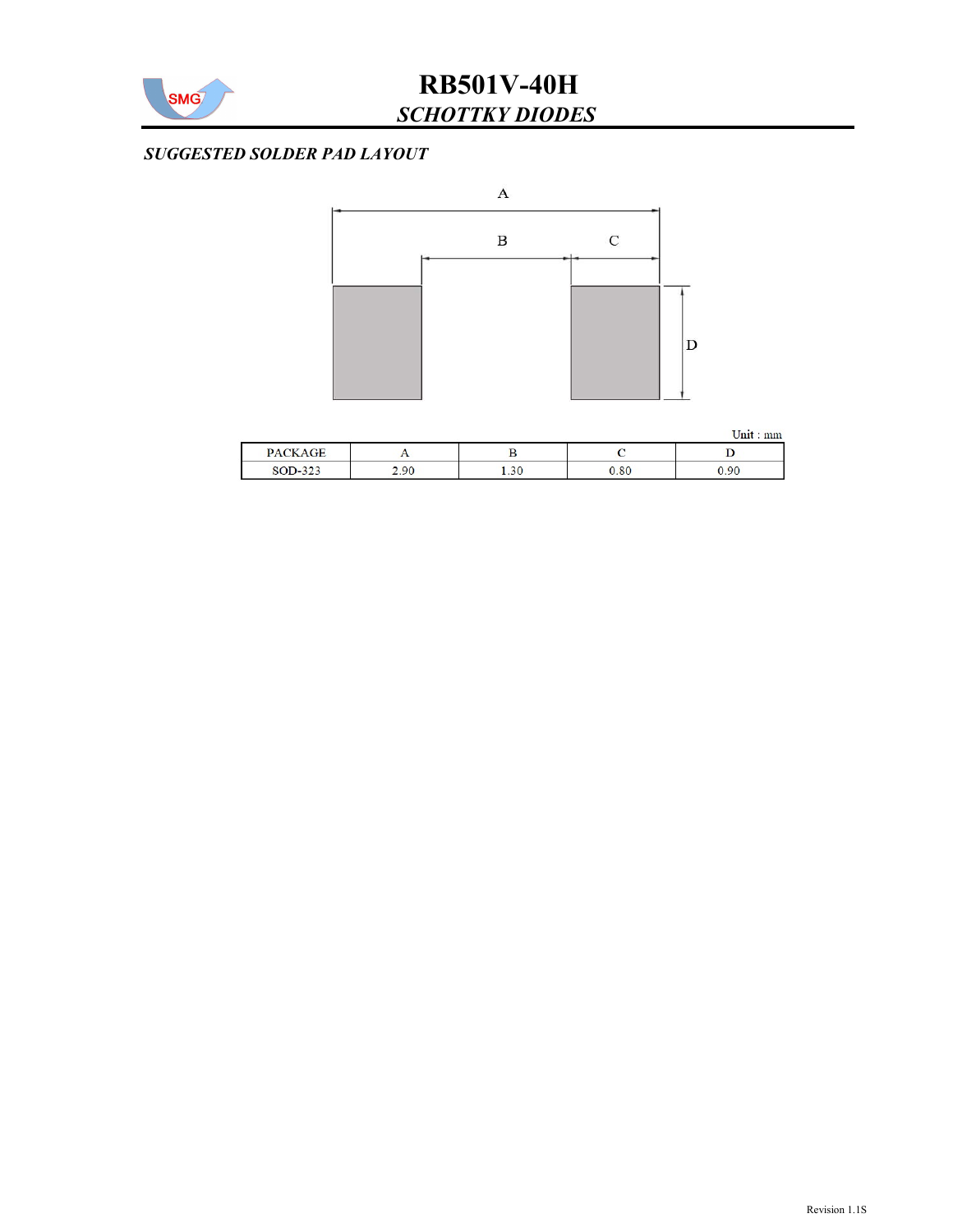# RB501V-40H

## *SCHOTTKY DIODES*

### *SUGGESTED SOLDER PAD LAYOUT*

A

B

C

D

Unit : mm

| PACKAGE | A | B | C | D |
|---|---|---|---|---|
| SOD-323 | 2.90 | 1.30 | 0.80 | 0.90 |

Revision 1.1S